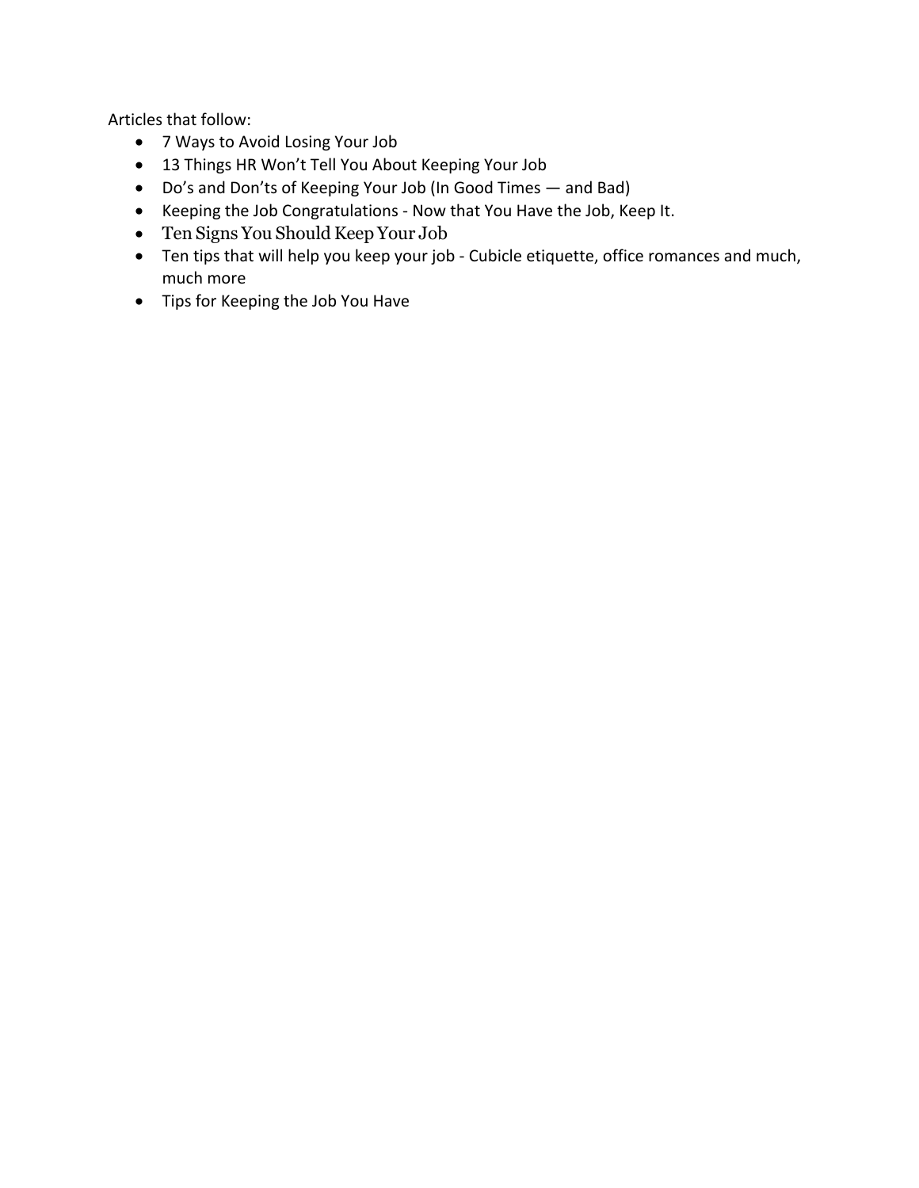Articles that follow:

- 7 Ways to Avoid Losing Your Job
- 13 Things HR Won't Tell You About Keeping Your Job
- Do's and Don'ts of Keeping Your Job (In Good Times — and Bad)
- Keeping the Job Congratulations - Now that You Have the Job, Keep It.
- Ten Signs You Should Keep Your Job
- Ten tips that will help you keep your job - Cubicle etiquette, office romances and much, much more
- Tips for Keeping the Job You Have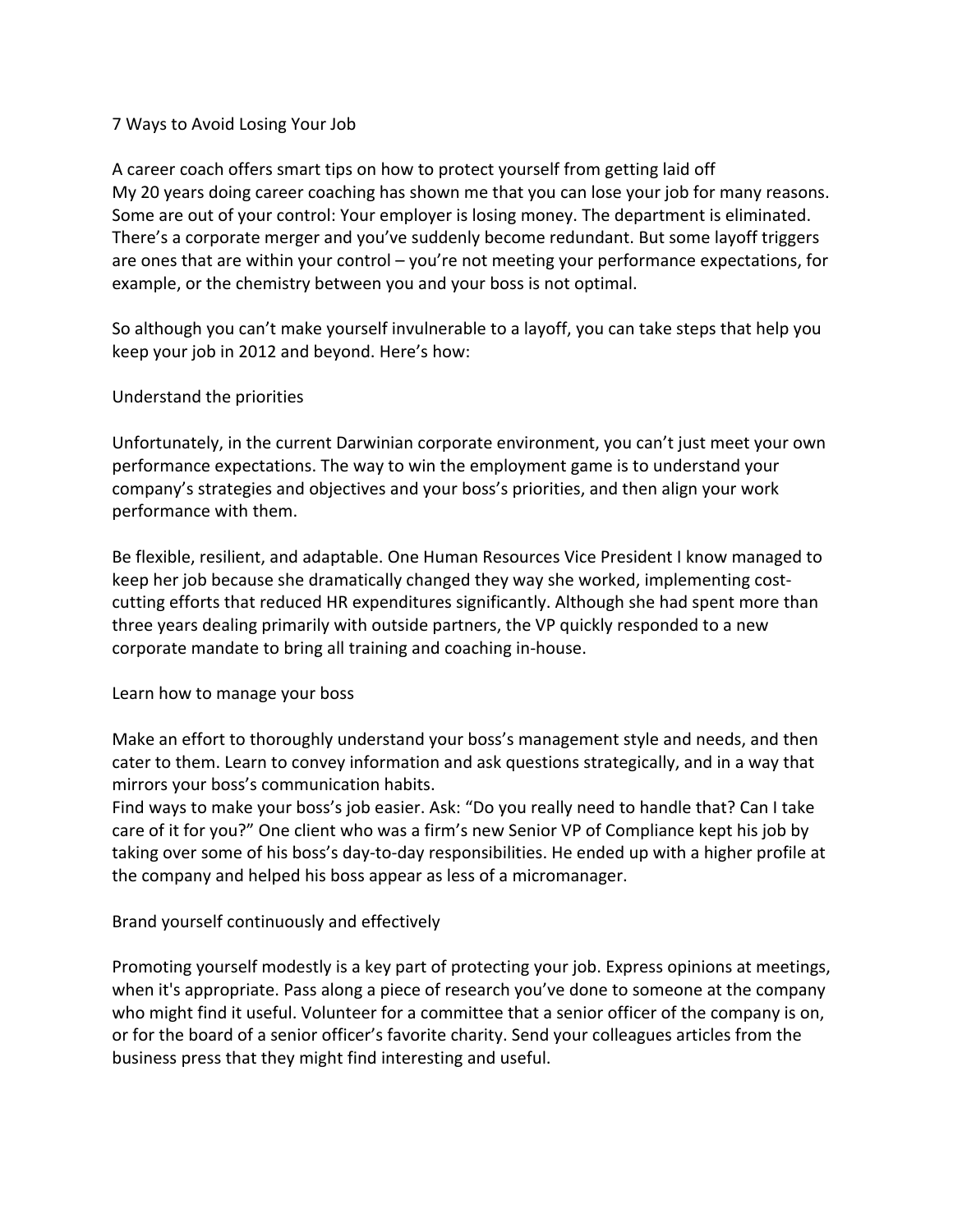# 7 Ways to Avoid Losing Your Job

A career coach offers smart tips on how to protect yourself from getting laid off

My 20 years doing career coaching has shown me that you can lose your job for many reasons. Some are out of your control: Your employer is losing money. The department is eliminated. There's a corporate merger and you've suddenly become redundant. But some layoff triggers are ones that are within your control – you're not meeting your performance expectations, for example, or the chemistry between you and your boss is not optimal.

So although you can't make yourself invulnerable to a layoff, you can take steps that help you keep your job in 2012 and beyond. Here's how:

## Understand the priorities

Unfortunately, in the current Darwinian corporate environment, you can't just meet your own performance expectations. The way to win the employment game is to understand your company's strategies and objectives and your boss's priorities, and then align your work performance with them.

Be flexible, resilient, and adaptable. One Human Resources Vice President I know managed to keep her job because she dramatically changed they way she worked, implementing cost-cutting efforts that reduced HR expenditures significantly. Although she had spent more than three years dealing primarily with outside partners, the VP quickly responded to a new corporate mandate to bring all training and coaching in-house.

## Learn how to manage your boss

Make an effort to thoroughly understand your boss's management style and needs, and then cater to them. Learn to convey information and ask questions strategically, and in a way that mirrors your boss's communication habits.

Find ways to make your boss's job easier. Ask: "Do you really need to handle that? Can I take care of it for you?" One client who was a firm's new Senior VP of Compliance kept his job by taking over some of his boss's day-to-day responsibilities. He ended up with a higher profile at the company and helped his boss appear as less of a micromanager.

## Brand yourself continuously and effectively

Promoting yourself modestly is a key part of protecting your job. Express opinions at meetings, when it's appropriate. Pass along a piece of research you've done to someone at the company who might find it useful. Volunteer for a committee that a senior officer of the company is on, or for the board of a senior officer's favorite charity. Send your colleagues articles from the business press that they might find interesting and useful.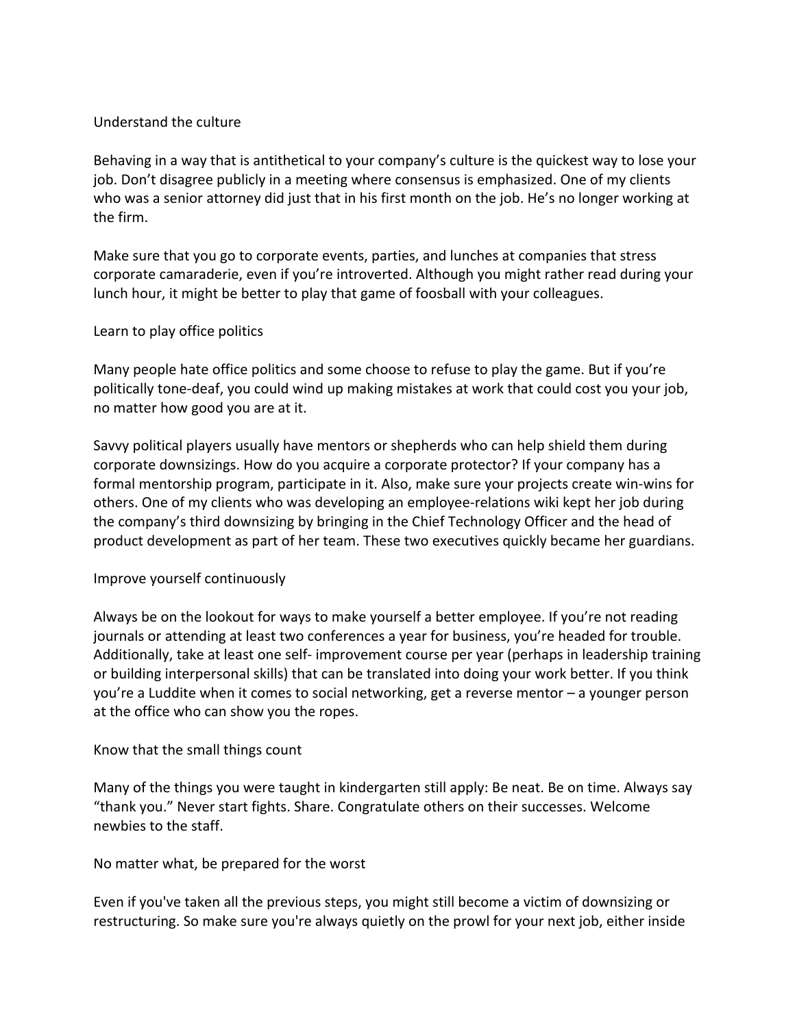## Understand the culture

Behaving in a way that is antithetical to your company's culture is the quickest way to lose your job. Don't disagree publicly in a meeting where consensus is emphasized. One of my clients who was a senior attorney did just that in his first month on the job. He's no longer working at the firm.

Make sure that you go to corporate events, parties, and lunches at companies that stress corporate camaraderie, even if you're introverted. Although you might rather read during your lunch hour, it might be better to play that game of foosball with your colleagues.

## Learn to play office politics

Many people hate office politics and some choose to refuse to play the game. But if you're politically tone-deaf, you could wind up making mistakes at work that could cost you your job, no matter how good you are at it.

Savvy political players usually have mentors or shepherds who can help shield them during corporate downsizings. How do you acquire a corporate protector? If your company has a formal mentorship program, participate in it. Also, make sure your projects create win-wins for others. One of my clients who was developing an employee-relations wiki kept her job during the company's third downsizing by bringing in the Chief Technology Officer and the head of product development as part of her team. These two executives quickly became her guardians.

## Improve yourself continuously

Always be on the lookout for ways to make yourself a better employee. If you're not reading journals or attending at least two conferences a year for business, you're headed for trouble. Additionally, take at least one self- improvement course per year (perhaps in leadership training or building interpersonal skills) that can be translated into doing your work better. If you think you're a Luddite when it comes to social networking, get a reverse mentor – a younger person at the office who can show you the ropes.

## Know that the small things count

Many of the things you were taught in kindergarten still apply: Be neat. Be on time. Always say "thank you." Never start fights. Share. Congratulate others on their successes. Welcome newbies to the staff.

## No matter what, be prepared for the worst

Even if you've taken all the previous steps, you might still become a victim of downsizing or restructuring. So make sure you're always quietly on the prowl for your next job, either inside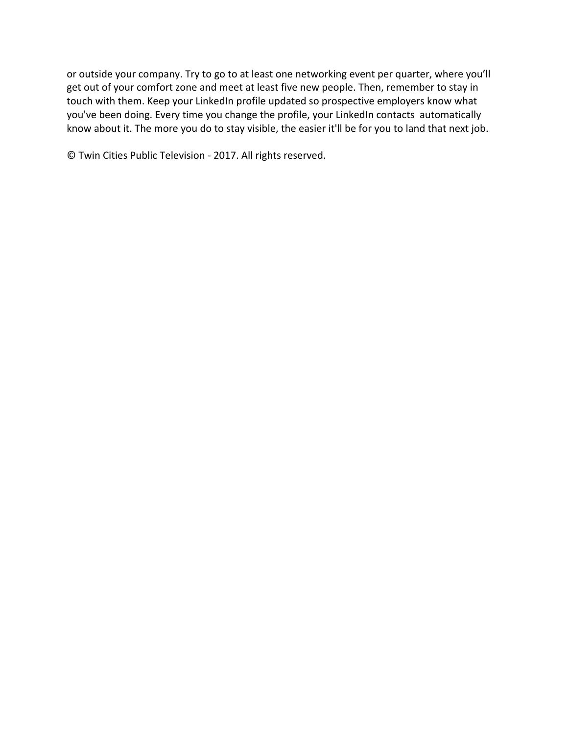or outside your company. Try to go to at least one networking event per quarter, where you'll get out of your comfort zone and meet at least five new people. Then, remember to stay in touch with them. Keep your LinkedIn profile updated so prospective employers know what you've been doing. Every time you change the profile, your LinkedIn contacts automatically know about it. The more you do to stay visible, the easier it'll be for you to land that next job.

© Twin Cities Public Television - 2017. All rights reserved.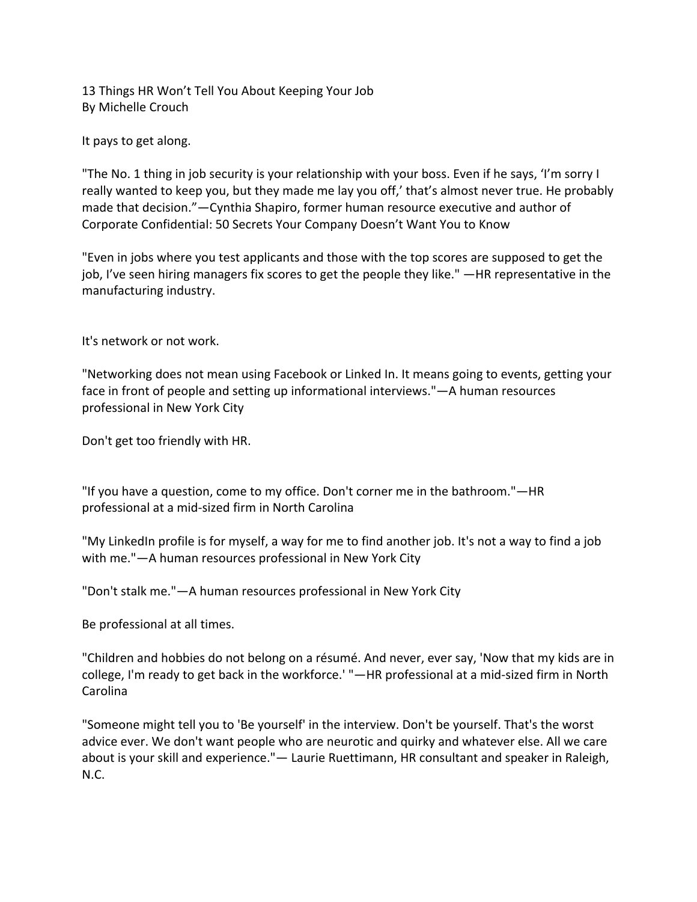# 13 Things HR Won't Tell You About Keeping Your Job
By Michelle Crouch

## It pays to get along.

"The No. 1 thing in job security is your relationship with your boss. Even if he says, 'I'm sorry I really wanted to keep you, but they made me lay you off,' that's almost never true. He probably made that decision."—Cynthia Shapiro, former human resource executive and author of Corporate Confidential: 50 Secrets Your Company Doesn't Want You to Know

"Even in jobs where you test applicants and those with the top scores are supposed to get the job, I've seen hiring managers fix scores to get the people they like." —HR representative in the manufacturing industry.

## It's network or not work.

"Networking does not mean using Facebook or Linked In. It means going to events, getting your face in front of people and setting up informational interviews."—A human resources professional in New York City

## Don't get too friendly with HR.

"If you have a question, come to my office. Don't corner me in the bathroom."—HR professional at a mid-sized firm in North Carolina

"My LinkedIn profile is for myself, a way for me to find another job. It's not a way to find a job with me."—A human resources professional in New York City

"Don't stalk me."—A human resources professional in New York City

## Be professional at all times.

"Children and hobbies do not belong on a résumé. And never, ever say, 'Now that my kids are in college, I'm ready to get back in the workforce.' "—HR professional at a mid-sized firm in North Carolina

"Someone might tell you to 'Be yourself' in the interview. Don't be yourself. That's the worst advice ever. We don't want people who are neurotic and quirky and whatever else. All we care about is your skill and experience."— Laurie Ruettimann, HR consultant and speaker in Raleigh, N.C.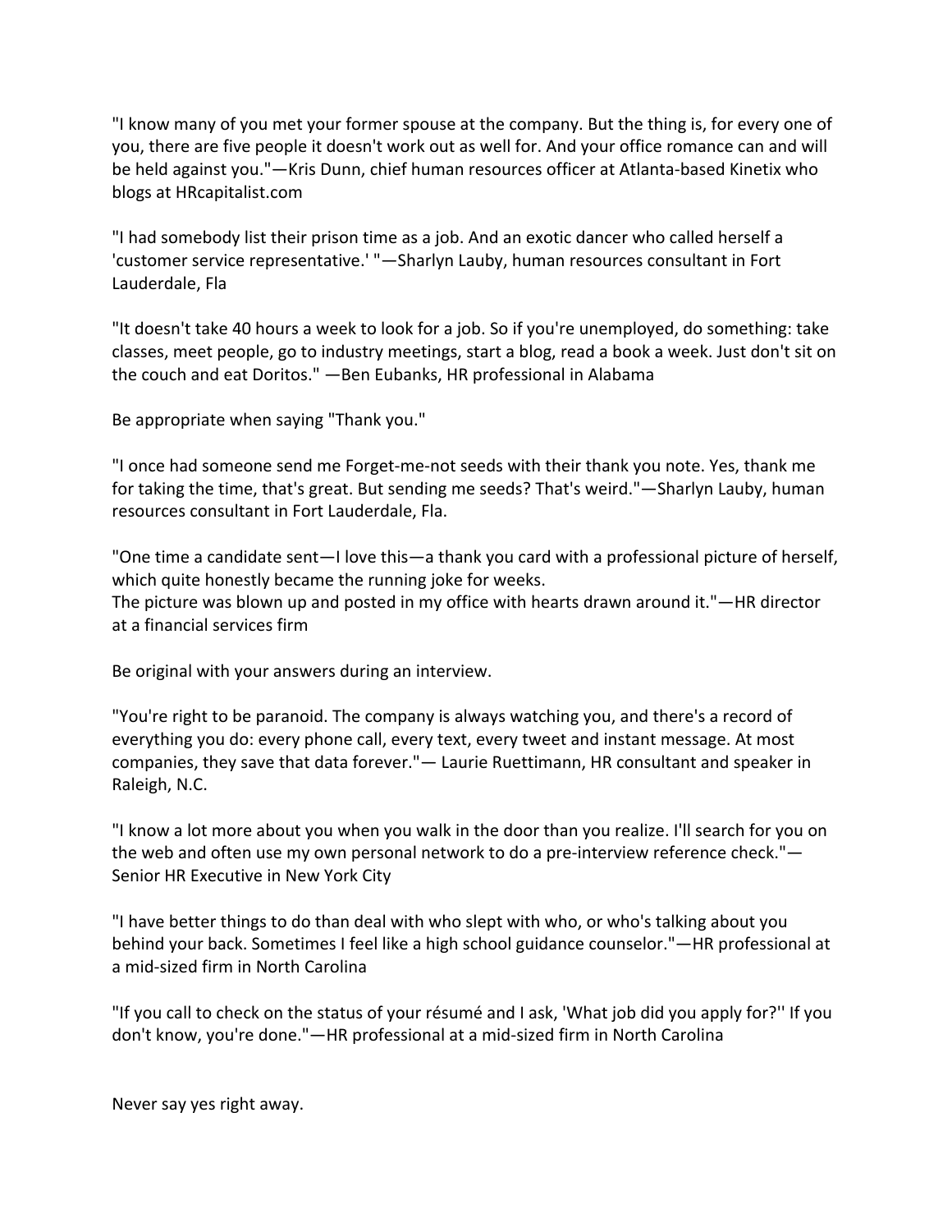"I know many of you met your former spouse at the company. But the thing is, for every one of you, there are five people it doesn't work out as well for. And your office romance can and will be held against you."—Kris Dunn, chief human resources officer at Atlanta-based Kinetix who blogs at HRcapitalist.com

"I had somebody list their prison time as a job. And an exotic dancer who called herself a 'customer service representative.' "—Sharlyn Lauby, human resources consultant in Fort Lauderdale, Fla

"It doesn't take 40 hours a week to look for a job. So if you're unemployed, do something: take classes, meet people, go to industry meetings, start a blog, read a book a week. Just don't sit on the couch and eat Doritos." —Ben Eubanks, HR professional in Alabama

Be appropriate when saying "Thank you."

"I once had someone send me Forget-me-not seeds with their thank you note. Yes, thank me for taking the time, that's great. But sending me seeds? That's weird."—Sharlyn Lauby, human resources consultant in Fort Lauderdale, Fla.

"One time a candidate sent—I love this—a thank you card with a professional picture of herself, which quite honestly became the running joke for weeks.
The picture was blown up and posted in my office with hearts drawn around it."—HR director at a financial services firm

Be original with your answers during an interview.

"You're right to be paranoid. The company is always watching you, and there's a record of everything you do: every phone call, every text, every tweet and instant message. At most companies, they save that data forever."— Laurie Ruettimann, HR consultant and speaker in Raleigh, N.C.

"I know a lot more about you when you walk in the door than you realize. I'll search for you on the web and often use my own personal network to do a pre-interview reference check."— Senior HR Executive in New York City

"I have better things to do than deal with who slept with who, or who's talking about you behind your back. Sometimes I feel like a high school guidance counselor."—HR professional at a mid-sized firm in North Carolina

"If you call to check on the status of your résumé and I ask, 'What job did you apply for?'' If you don't know, you're done."—HR professional at a mid-sized firm in North Carolina

Never say yes right away.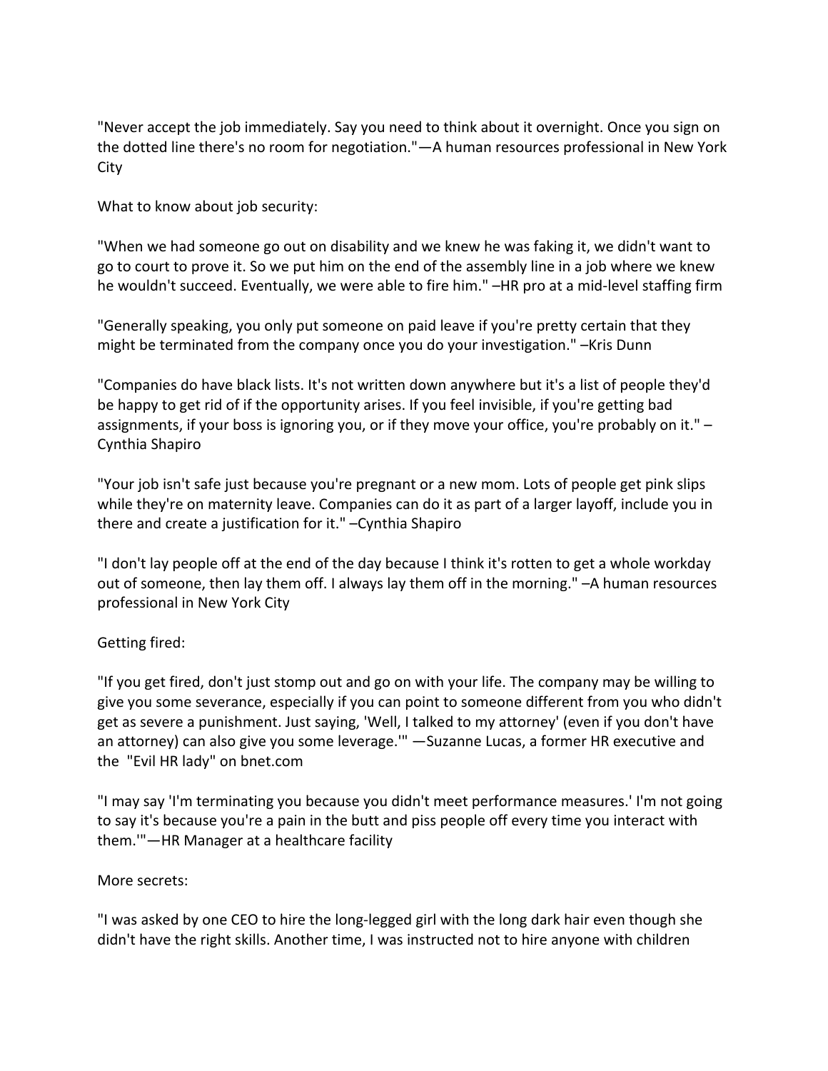"Never accept the job immediately. Say you need to think about it overnight. Once you sign on the dotted line there's no room for negotiation."—A human resources professional in New York City

What to know about job security:

"When we had someone go out on disability and we knew he was faking it, we didn't want to go to court to prove it. So we put him on the end of the assembly line in a job where we knew he wouldn't succeed. Eventually, we were able to fire him." –HR pro at a mid-level staffing firm

"Generally speaking, you only put someone on paid leave if you're pretty certain that they might be terminated from the company once you do your investigation." –Kris Dunn

"Companies do have black lists. It's not written down anywhere but it's a list of people they'd be happy to get rid of if the opportunity arises. If you feel invisible, if you're getting bad assignments, if your boss is ignoring you, or if they move your office, you're probably on it." –Cynthia Shapiro

"Your job isn't safe just because you're pregnant or a new mom. Lots of people get pink slips while they're on maternity leave. Companies can do it as part of a larger layoff, include you in there and create a justification for it." –Cynthia Shapiro

"I don't lay people off at the end of the day because I think it's rotten to get a whole workday out of someone, then lay them off. I always lay them off in the morning." –A human resources professional in New York City

Getting fired:

"If you get fired, don't just stomp out and go on with your life. The company may be willing to give you some severance, especially if you can point to someone different from you who didn't get as severe a punishment. Just saying, 'Well, I talked to my attorney' (even if you don't have an attorney) can also give you some leverage.'" —Suzanne Lucas, a former HR executive and the "Evil HR lady" on bnet.com

"I may say 'I'm terminating you because you didn't meet performance measures.' I'm not going to say it's because you're a pain in the butt and piss people off every time you interact with them.'"—HR Manager at a healthcare facility

More secrets:

"I was asked by one CEO to hire the long-legged girl with the long dark hair even though she didn't have the right skills. Another time, I was instructed not to hire anyone with children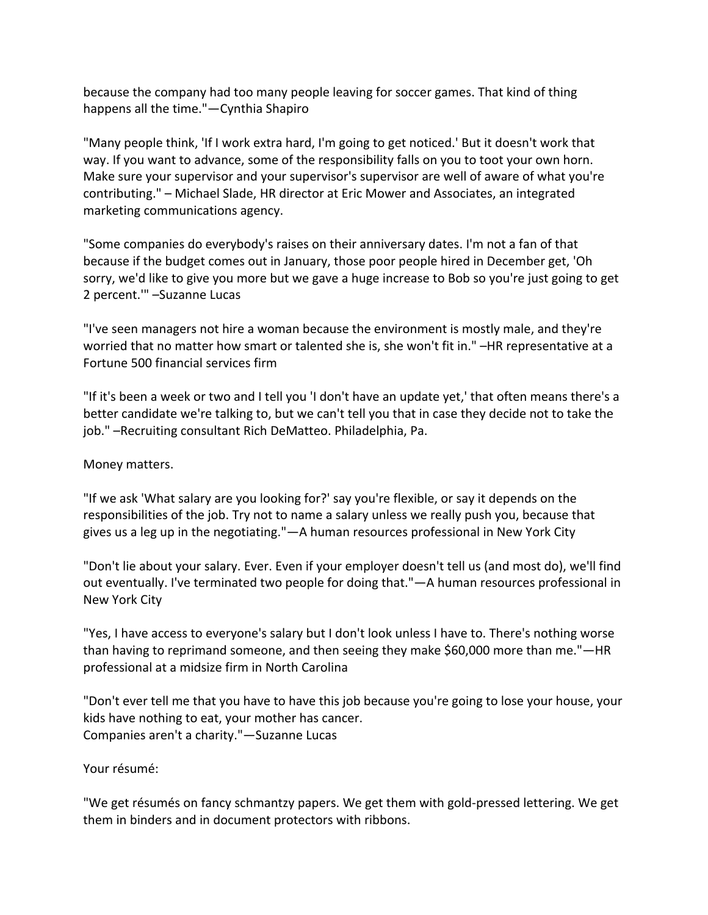because the company had too many people leaving for soccer games. That kind of thing happens all the time."—Cynthia Shapiro

"Many people think, 'If I work extra hard, I'm going to get noticed.' But it doesn't work that way. If you want to advance, some of the responsibility falls on you to toot your own horn. Make sure your supervisor and your supervisor's supervisor are well of aware of what you're contributing." – Michael Slade, HR director at Eric Mower and Associates, an integrated marketing communications agency.

"Some companies do everybody's raises on their anniversary dates. I'm not a fan of that because if the budget comes out in January, those poor people hired in December get, 'Oh sorry, we'd like to give you more but we gave a huge increase to Bob so you're just going to get 2 percent.'" –Suzanne Lucas

"I've seen managers not hire a woman because the environment is mostly male, and they're worried that no matter how smart or talented she is, she won't fit in." –HR representative at a Fortune 500 financial services firm

"If it's been a week or two and I tell you 'I don't have an update yet,' that often means there's a better candidate we're talking to, but we can't tell you that in case they decide not to take the job." –Recruiting consultant Rich DeMatteo. Philadelphia, Pa.

Money matters.

"If we ask 'What salary are you looking for?' say you're flexible, or say it depends on the responsibilities of the job. Try not to name a salary unless we really push you, because that gives us a leg up in the negotiating."—A human resources professional in New York City

"Don't lie about your salary. Ever. Even if your employer doesn't tell us (and most do), we'll find out eventually. I've terminated two people for doing that."—A human resources professional in New York City

"Yes, I have access to everyone's salary but I don't look unless I have to. There's nothing worse than having to reprimand someone, and then seeing they make $60,000 more than me."—HR professional at a midsize firm in North Carolina

"Don't ever tell me that you have to have this job because you're going to lose your house, your kids have nothing to eat, your mother has cancer.
Companies aren't a charity."—Suzanne Lucas

Your résumé:

"We get résumés on fancy schmantzy papers. We get them with gold-pressed lettering. We get them in binders and in document protectors with ribbons.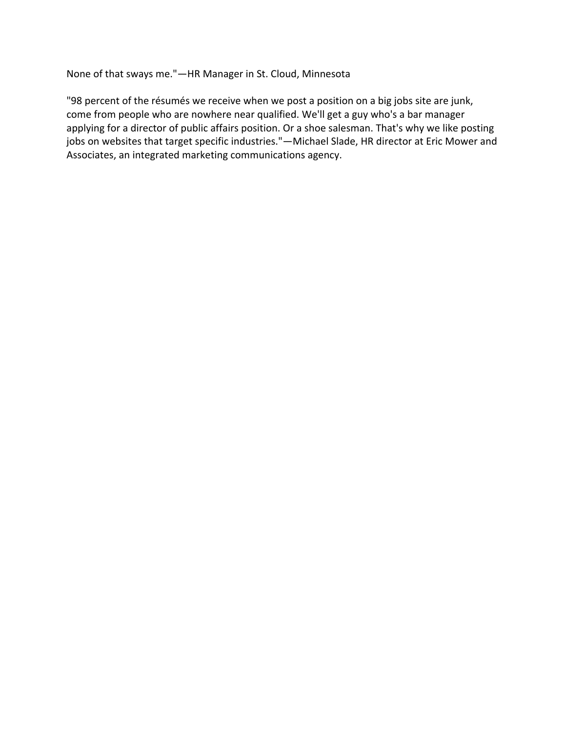None of that sways me."—HR Manager in St. Cloud, Minnesota

"98 percent of the résumés we receive when we post a position on a big jobs site are junk, come from people who are nowhere near qualified. We'll get a guy who's a bar manager applying for a director of public affairs position. Or a shoe salesman. That's why we like posting jobs on websites that target specific industries."—Michael Slade, HR director at Eric Mower and Associates, an integrated marketing communications agency.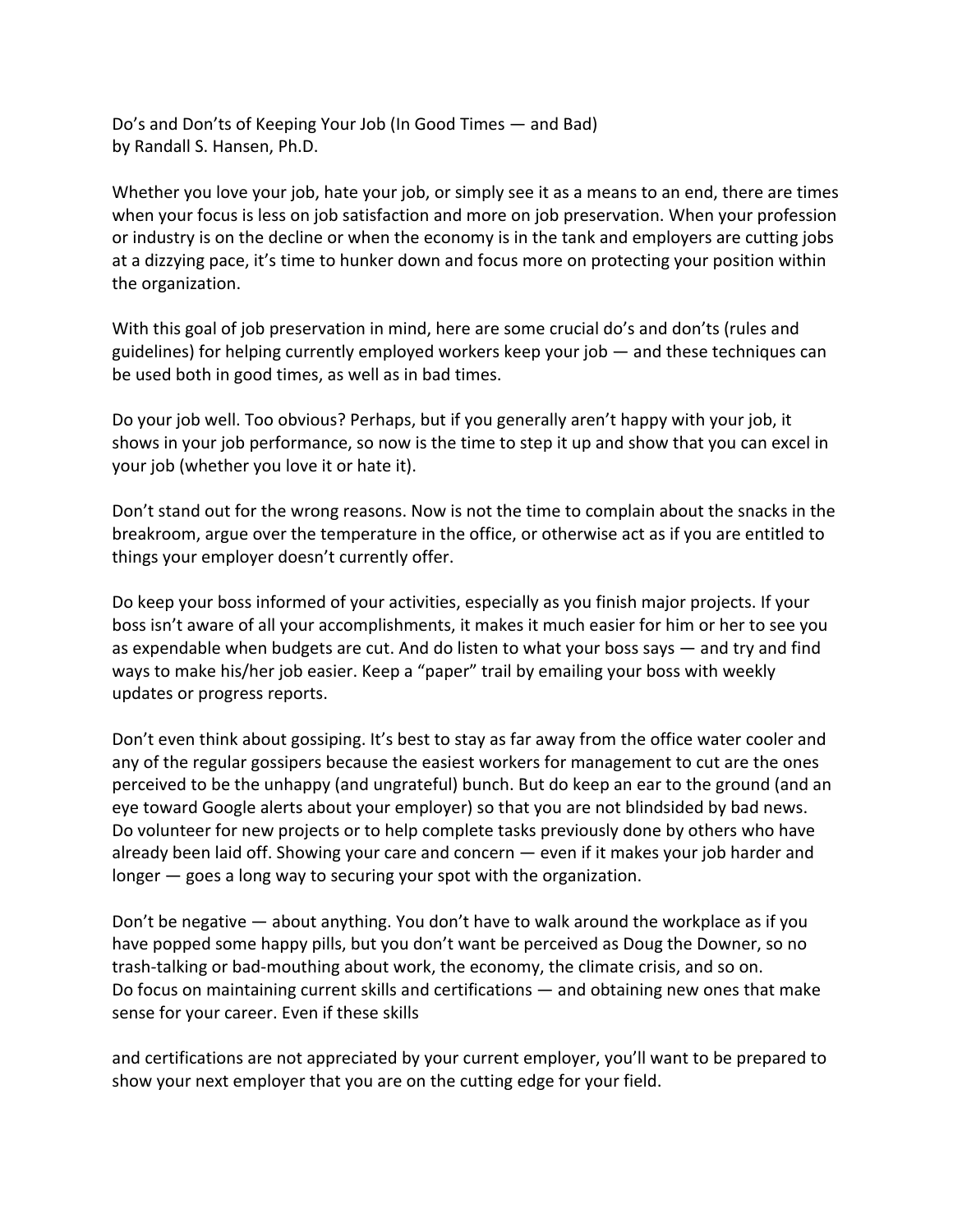Do's and Don'ts of Keeping Your Job (In Good Times — and Bad)
by Randall S. Hansen, Ph.D.

Whether you love your job, hate your job, or simply see it as a means to an end, there are times when your focus is less on job satisfaction and more on job preservation. When your profession or industry is on the decline or when the economy is in the tank and employers are cutting jobs at a dizzying pace, it's time to hunker down and focus more on protecting your position within the organization.

With this goal of job preservation in mind, here are some crucial do's and don'ts (rules and guidelines) for helping currently employed workers keep your job — and these techniques can be used both in good times, as well as in bad times.

Do your job well. Too obvious? Perhaps, but if you generally aren't happy with your job, it shows in your job performance, so now is the time to step it up and show that you can excel in your job (whether you love it or hate it).

Don't stand out for the wrong reasons. Now is not the time to complain about the snacks in the breakroom, argue over the temperature in the office, or otherwise act as if you are entitled to things your employer doesn't currently offer.

Do keep your boss informed of your activities, especially as you finish major projects. If your boss isn't aware of all your accomplishments, it makes it much easier for him or her to see you as expendable when budgets are cut. And do listen to what your boss says — and try and find ways to make his/her job easier. Keep a "paper" trail by emailing your boss with weekly updates or progress reports.

Don't even think about gossiping. It's best to stay as far away from the office water cooler and any of the regular gossipers because the easiest workers for management to cut are the ones perceived to be the unhappy (and ungrateful) bunch. But do keep an ear to the ground (and an eye toward Google alerts about your employer) so that you are not blindsided by bad news.
Do volunteer for new projects or to help complete tasks previously done by others who have already been laid off. Showing your care and concern — even if it makes your job harder and longer — goes a long way to securing your spot with the organization.

Don't be negative — about anything. You don't have to walk around the workplace as if you have popped some happy pills, but you don't want be perceived as Doug the Downer, so no trash-talking or bad-mouthing about work, the economy, the climate crisis, and so on.
Do focus on maintaining current skills and certifications — and obtaining new ones that make sense for your career. Even if these skills and certifications are not appreciated by your current employer, you'll want to be prepared to show your next employer that you are on the cutting edge for your field.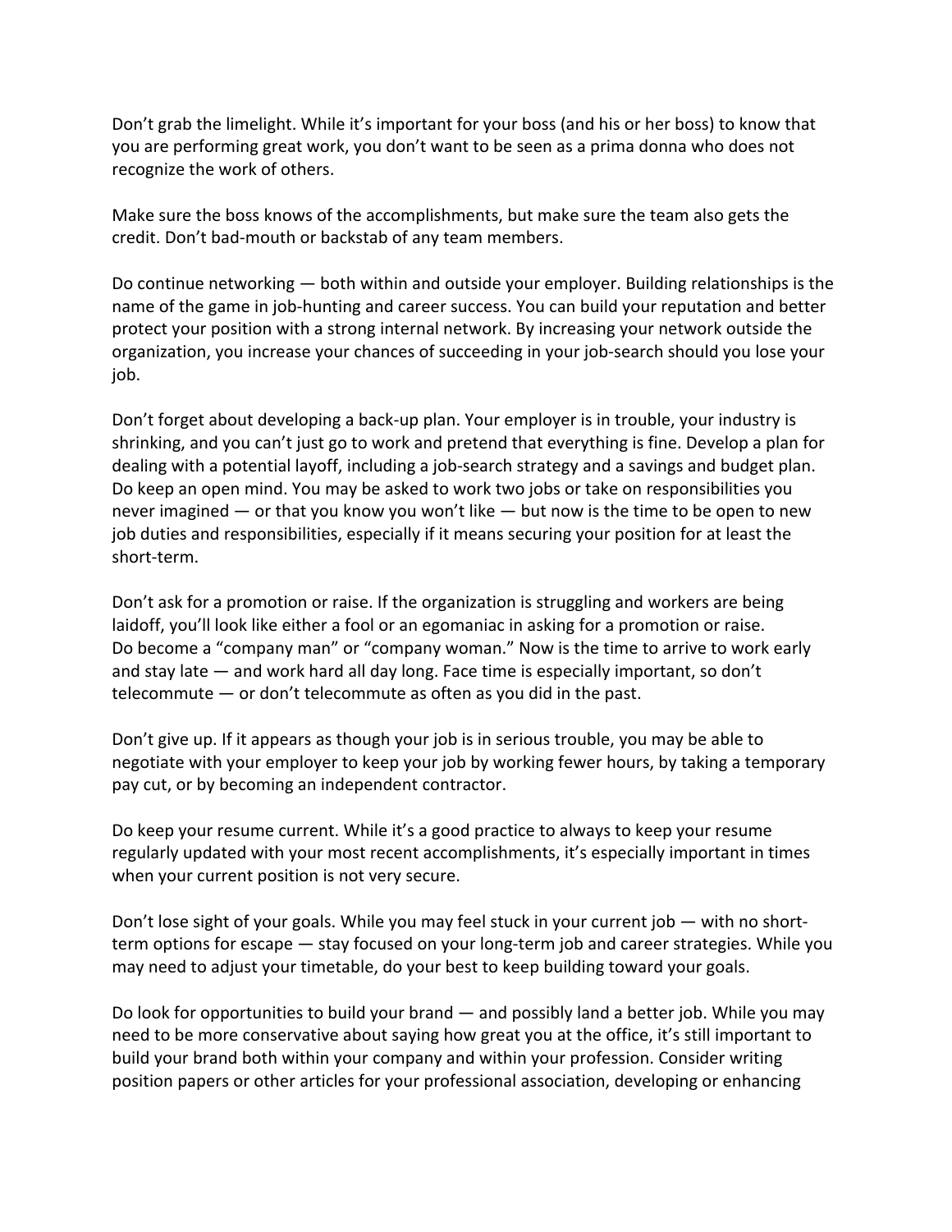Don't grab the limelight. While it's important for your boss (and his or her boss) to know that you are performing great work, you don't want to be seen as a prima donna who does not recognize the work of others.

Make sure the boss knows of the accomplishments, but make sure the team also gets the credit. Don't bad-mouth or backstab of any team members.

Do continue networking — both within and outside your employer. Building relationships is the name of the game in job-hunting and career success. You can build your reputation and better protect your position with a strong internal network. By increasing your network outside the organization, you increase your chances of succeeding in your job-search should you lose your job.

Don't forget about developing a back-up plan. Your employer is in trouble, your industry is shrinking, and you can't just go to work and pretend that everything is fine. Develop a plan for dealing with a potential layoff, including a job-search strategy and a savings and budget plan. Do keep an open mind. You may be asked to work two jobs or take on responsibilities you never imagined — or that you know you won't like — but now is the time to be open to new job duties and responsibilities, especially if it means securing your position for at least the short-term.

Don't ask for a promotion or raise. If the organization is struggling and workers are being laidoff, you'll look like either a fool or an egomaniac in asking for a promotion or raise. Do become a "company man" or "company woman." Now is the time to arrive to work early and stay late — and work hard all day long. Face time is especially important, so don't telecommute — or don't telecommute as often as you did in the past.

Don't give up. If it appears as though your job is in serious trouble, you may be able to negotiate with your employer to keep your job by working fewer hours, by taking a temporary pay cut, or by becoming an independent contractor.

Do keep your resume current. While it's a good practice to always to keep your resume regularly updated with your most recent accomplishments, it's especially important in times when your current position is not very secure.

Don't lose sight of your goals. While you may feel stuck in your current job — with no short-term options for escape — stay focused on your long-term job and career strategies. While you may need to adjust your timetable, do your best to keep building toward your goals.

Do look for opportunities to build your brand — and possibly land a better job. While you may need to be more conservative about saying how great you at the office, it's still important to build your brand both within your company and within your profession. Consider writing position papers or other articles for your professional association, developing or enhancing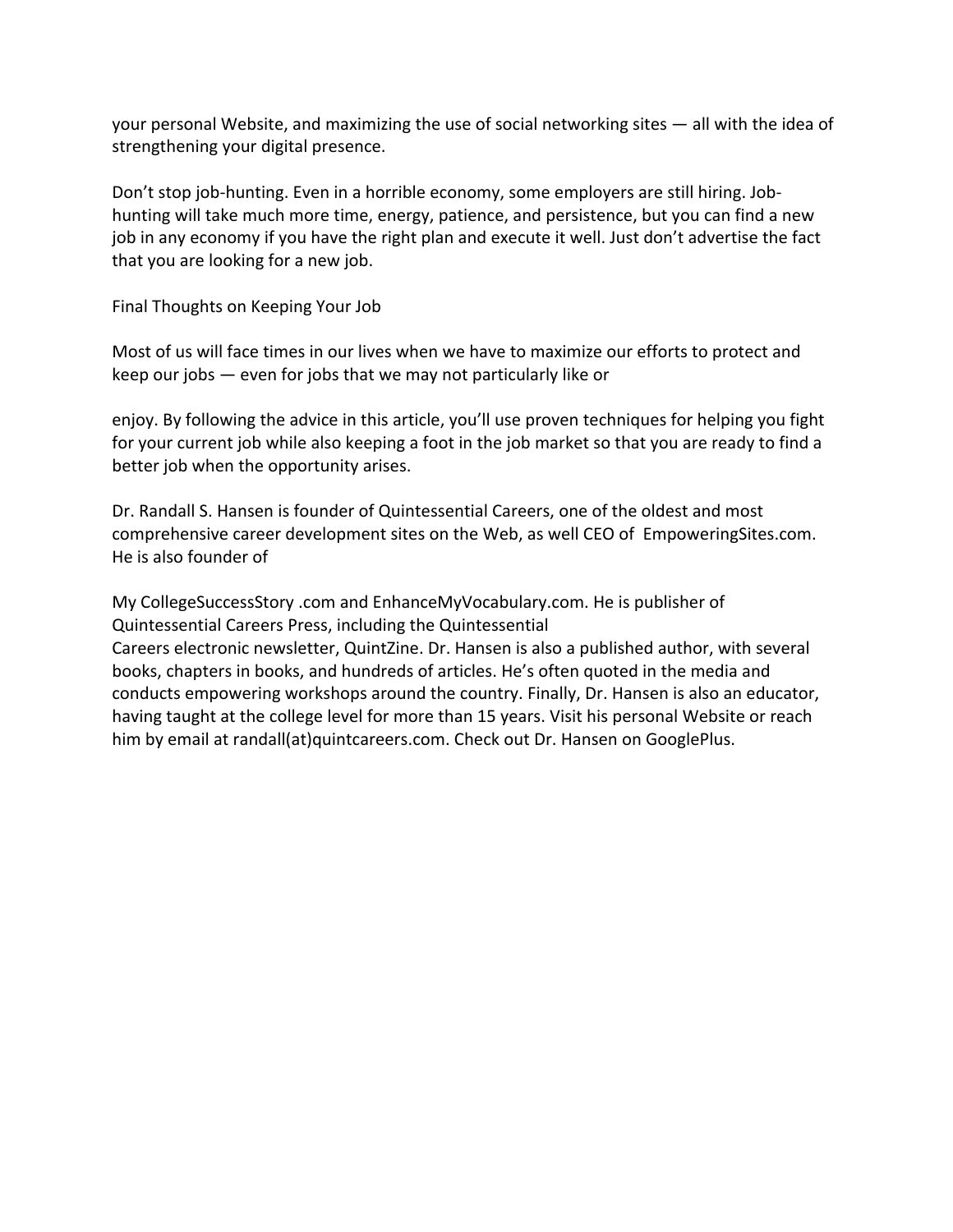your personal Website, and maximizing the use of social networking sites — all with the idea of strengthening your digital presence.

Don't stop job-hunting. Even in a horrible economy, some employers are still hiring. Job-hunting will take much more time, energy, patience, and persistence, but you can find a new job in any economy if you have the right plan and execute it well. Just don't advertise the fact that you are looking for a new job.

## Final Thoughts on Keeping Your Job

Most of us will face times in our lives when we have to maximize our efforts to protect and keep our jobs — even for jobs that we may not particularly like or

enjoy. By following the advice in this article, you'll use proven techniques for helping you fight for your current job while also keeping a foot in the job market so that you are ready to find a better job when the opportunity arises.

Dr. Randall S. Hansen is founder of Quintessential Careers, one of the oldest and most comprehensive career development sites on the Web, as well CEO of EmpoweringSites.com. He is also founder of

My CollegeSuccessStory .com and EnhanceMyVocabulary.com. He is publisher of Quintessential Careers Press, including the Quintessential
Careers electronic newsletter, QuintZine. Dr. Hansen is also a published author, with several books, chapters in books, and hundreds of articles. He's often quoted in the media and conducts empowering workshops around the country. Finally, Dr. Hansen is also an educator, having taught at the college level for more than 15 years. Visit his personal Website or reach him by email at randall(at)quintcareers.com. Check out Dr. Hansen on GooglePlus.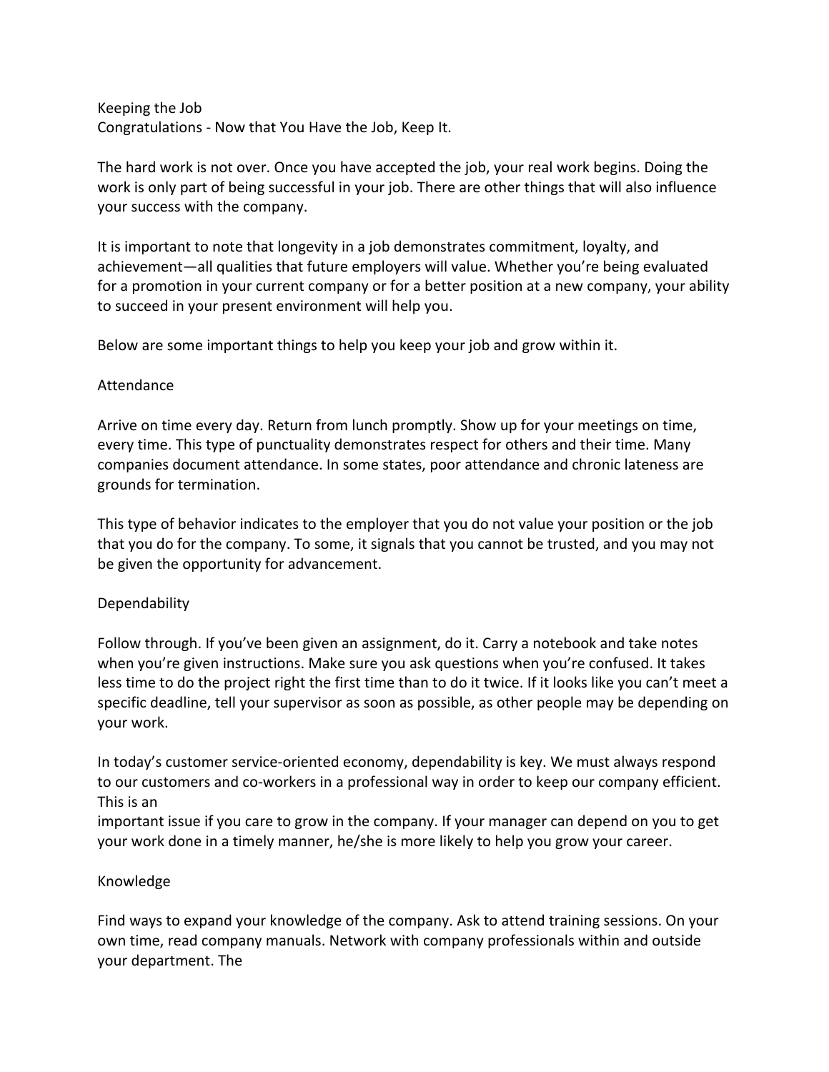# Keeping the Job

## Congratulations - Now that You Have the Job, Keep It.

The hard work is not over. Once you have accepted the job, your real work begins. Doing the work is only part of being successful in your job. There are other things that will also influence your success with the company.

It is important to note that longevity in a job demonstrates commitment, loyalty, and achievement—all qualities that future employers will value. Whether you're being evaluated for a promotion in your current company or for a better position at a new company, your ability to succeed in your present environment will help you.

Below are some important things to help you keep your job and grow within it.

### Attendance

Arrive on time every day. Return from lunch promptly. Show up for your meetings on time, every time. This type of punctuality demonstrates respect for others and their time. Many companies document attendance. In some states, poor attendance and chronic lateness are grounds for termination.

This type of behavior indicates to the employer that you do not value your position or the job that you do for the company. To some, it signals that you cannot be trusted, and you may not be given the opportunity for advancement.

### Dependability

Follow through. If you've been given an assignment, do it. Carry a notebook and take notes when you're given instructions. Make sure you ask questions when you're confused. It takes less time to do the project right the first time than to do it twice. If it looks like you can't meet a specific deadline, tell your supervisor as soon as possible, as other people may be depending on your work.

In today's customer service-oriented economy, dependability is key. We must always respond to our customers and co-workers in a professional way in order to keep our company efficient. This is an important issue if you care to grow in the company. If your manager can depend on you to get your work done in a timely manner, he/she is more likely to help you grow your career.

### Knowledge

Find ways to expand your knowledge of the company. Ask to attend training sessions. On your own time, read company manuals. Network with company professionals within and outside your department. The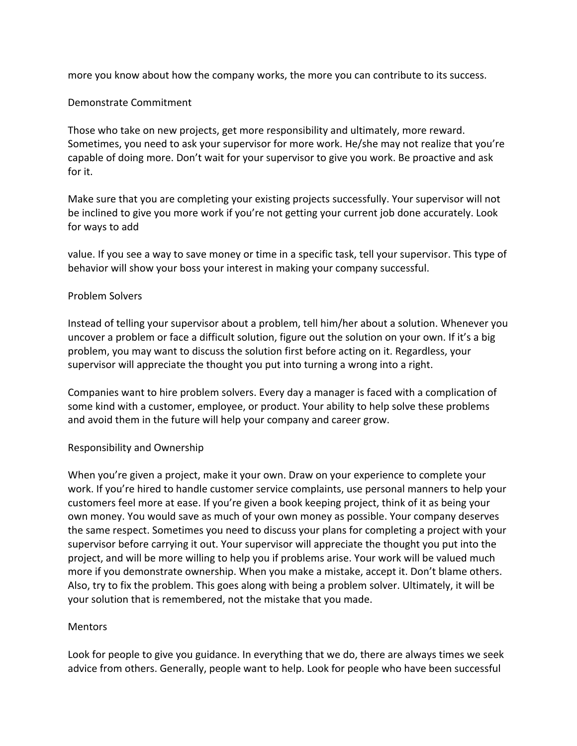more you know about how the company works, the more you can contribute to its success.

## Demonstrate Commitment

Those who take on new projects, get more responsibility and ultimately, more reward. Sometimes, you need to ask your supervisor for more work. He/she may not realize that you're capable of doing more. Don't wait for your supervisor to give you work. Be proactive and ask for it.

Make sure that you are completing your existing projects successfully. Your supervisor will not be inclined to give you more work if you're not getting your current job done accurately. Look for ways to add

value. If you see a way to save money or time in a specific task, tell your supervisor. This type of behavior will show your boss your interest in making your company successful.

## Problem Solvers

Instead of telling your supervisor about a problem, tell him/her about a solution. Whenever you uncover a problem or face a difficult solution, figure out the solution on your own. If it's a big problem, you may want to discuss the solution first before acting on it. Regardless, your supervisor will appreciate the thought you put into turning a wrong into a right.

Companies want to hire problem solvers. Every day a manager is faced with a complication of some kind with a customer, employee, or product. Your ability to help solve these problems and avoid them in the future will help your company and career grow.

## Responsibility and Ownership

When you're given a project, make it your own. Draw on your experience to complete your work. If you're hired to handle customer service complaints, use personal manners to help your customers feel more at ease. If you're given a book keeping project, think of it as being your own money. You would save as much of your own money as possible. Your company deserves the same respect. Sometimes you need to discuss your plans for completing a project with your supervisor before carrying it out. Your supervisor will appreciate the thought you put into the project, and will be more willing to help you if problems arise. Your work will be valued much more if you demonstrate ownership. When you make a mistake, accept it. Don't blame others. Also, try to fix the problem. This goes along with being a problem solver. Ultimately, it will be your solution that is remembered, not the mistake that you made.

## Mentors

Look for people to give you guidance. In everything that we do, there are always times we seek advice from others. Generally, people want to help. Look for people who have been successful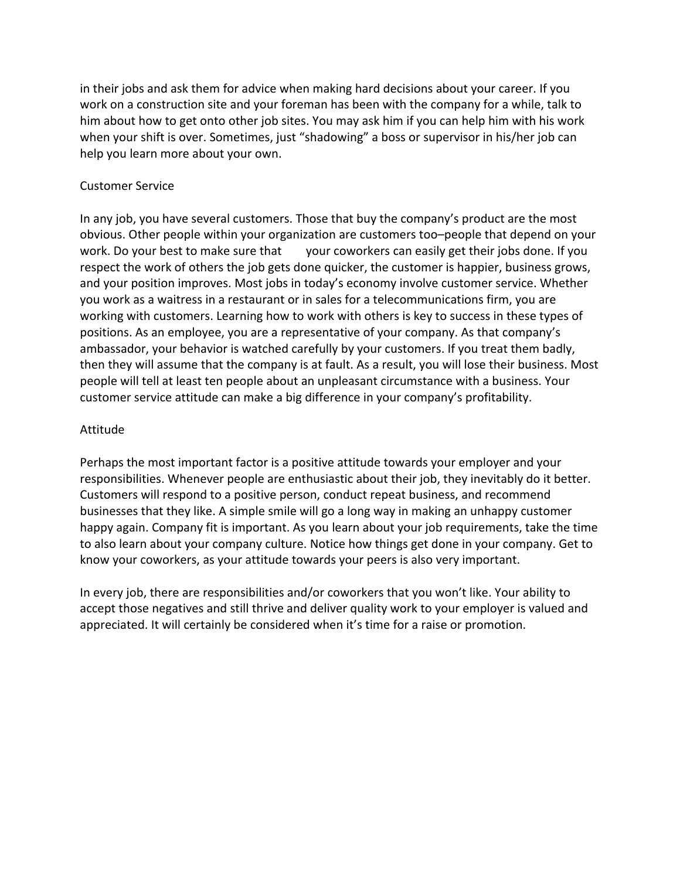in their jobs and ask them for advice when making hard decisions about your career. If you work on a construction site and your foreman has been with the company for a while, talk to him about how to get onto other job sites. You may ask him if you can help him with his work when your shift is over. Sometimes, just “shadowing” a boss or supervisor in his/her job can help you learn more about your own.

## Customer Service

In any job, you have several customers. Those that buy the company’s product are the most obvious. Other people within your organization are customers too–people that depend on your work. Do your best to make sure that your coworkers can easily get their jobs done. If you respect the work of others the job gets done quicker, the customer is happier, business grows, and your position improves. Most jobs in today’s economy involve customer service. Whether you work as a waitress in a restaurant or in sales for a telecommunications firm, you are working with customers. Learning how to work with others is key to success in these types of positions. As an employee, you are a representative of your company. As that company’s ambassador, your behavior is watched carefully by your customers. If you treat them badly, then they will assume that the company is at fault. As a result, you will lose their business. Most people will tell at least ten people about an unpleasant circumstance with a business. Your customer service attitude can make a big difference in your company’s profitability.

## Attitude

Perhaps the most important factor is a positive attitude towards your employer and your responsibilities. Whenever people are enthusiastic about their job, they inevitably do it better. Customers will respond to a positive person, conduct repeat business, and recommend businesses that they like. A simple smile will go a long way in making an unhappy customer happy again. Company fit is important. As you learn about your job requirements, take the time to also learn about your company culture. Notice how things get done in your company. Get to know your coworkers, as your attitude towards your peers is also very important.

In every job, there are responsibilities and/or coworkers that you won’t like. Your ability to accept those negatives and still thrive and deliver quality work to your employer is valued and appreciated. It will certainly be considered when it’s time for a raise or promotion.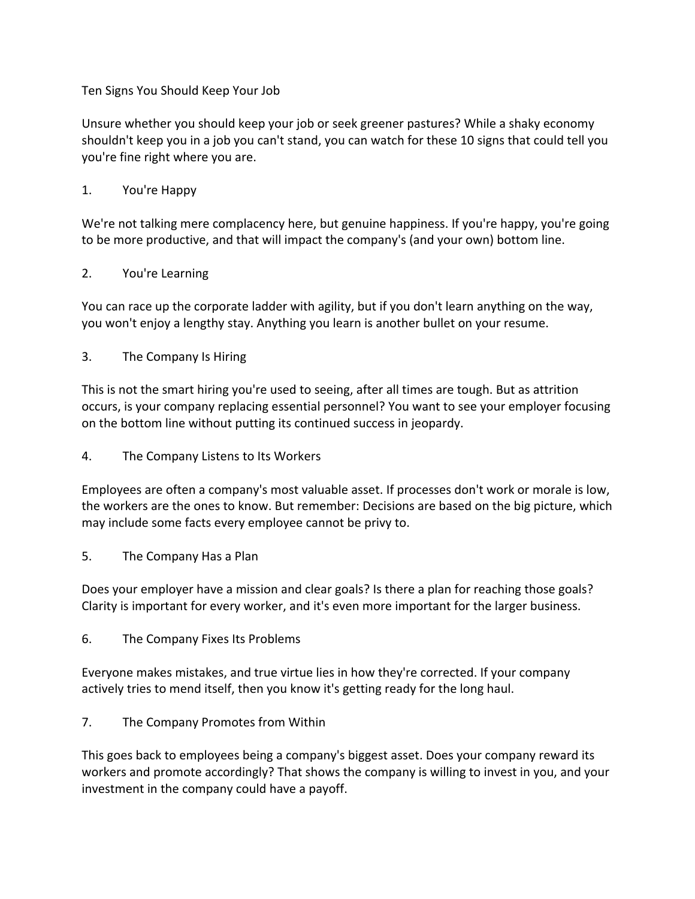# Ten Signs You Should Keep Your Job

Unsure whether you should keep your job or seek greener pastures? While a shaky economy shouldn't keep you in a job you can't stand, you can watch for these 10 signs that could tell you you're fine right where you are.

## 1. You're Happy

We're not talking mere complacency here, but genuine happiness. If you're happy, you're going to be more productive, and that will impact the company's (and your own) bottom line.

## 2. You're Learning

You can race up the corporate ladder with agility, but if you don't learn anything on the way, you won't enjoy a lengthy stay. Anything you learn is another bullet on your resume.

## 3. The Company Is Hiring

This is not the smart hiring you're used to seeing, after all times are tough. But as attrition occurs, is your company replacing essential personnel? You want to see your employer focusing on the bottom line without putting its continued success in jeopardy.

## 4. The Company Listens to Its Workers

Employees are often a company's most valuable asset. If processes don't work or morale is low, the workers are the ones to know. But remember: Decisions are based on the big picture, which may include some facts every employee cannot be privy to.

## 5. The Company Has a Plan

Does your employer have a mission and clear goals? Is there a plan for reaching those goals? Clarity is important for every worker, and it's even more important for the larger business.

## 6. The Company Fixes Its Problems

Everyone makes mistakes, and true virtue lies in how they're corrected. If your company actively tries to mend itself, then you know it's getting ready for the long haul.

## 7. The Company Promotes from Within

This goes back to employees being a company's biggest asset. Does your company reward its workers and promote accordingly? That shows the company is willing to invest in you, and your investment in the company could have a payoff.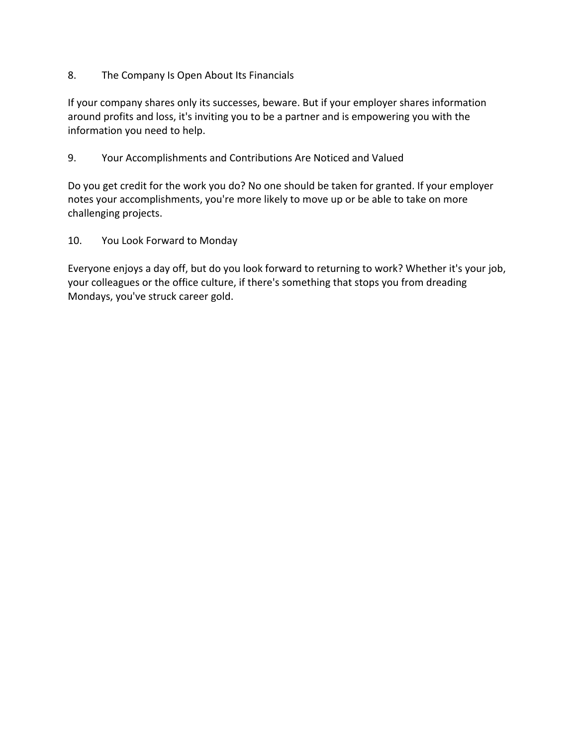8. The Company Is Open About Its Financials

If your company shares only its successes, beware. But if your employer shares information around profits and loss, it's inviting you to be a partner and is empowering you with the information you need to help.

9. Your Accomplishments and Contributions Are Noticed and Valued

Do you get credit for the work you do? No one should be taken for granted. If your employer notes your accomplishments, you're more likely to move up or be able to take on more challenging projects.

10. You Look Forward to Monday

Everyone enjoys a day off, but do you look forward to returning to work? Whether it's your job, your colleagues or the office culture, if there's something that stops you from dreading Mondays, you've struck career gold.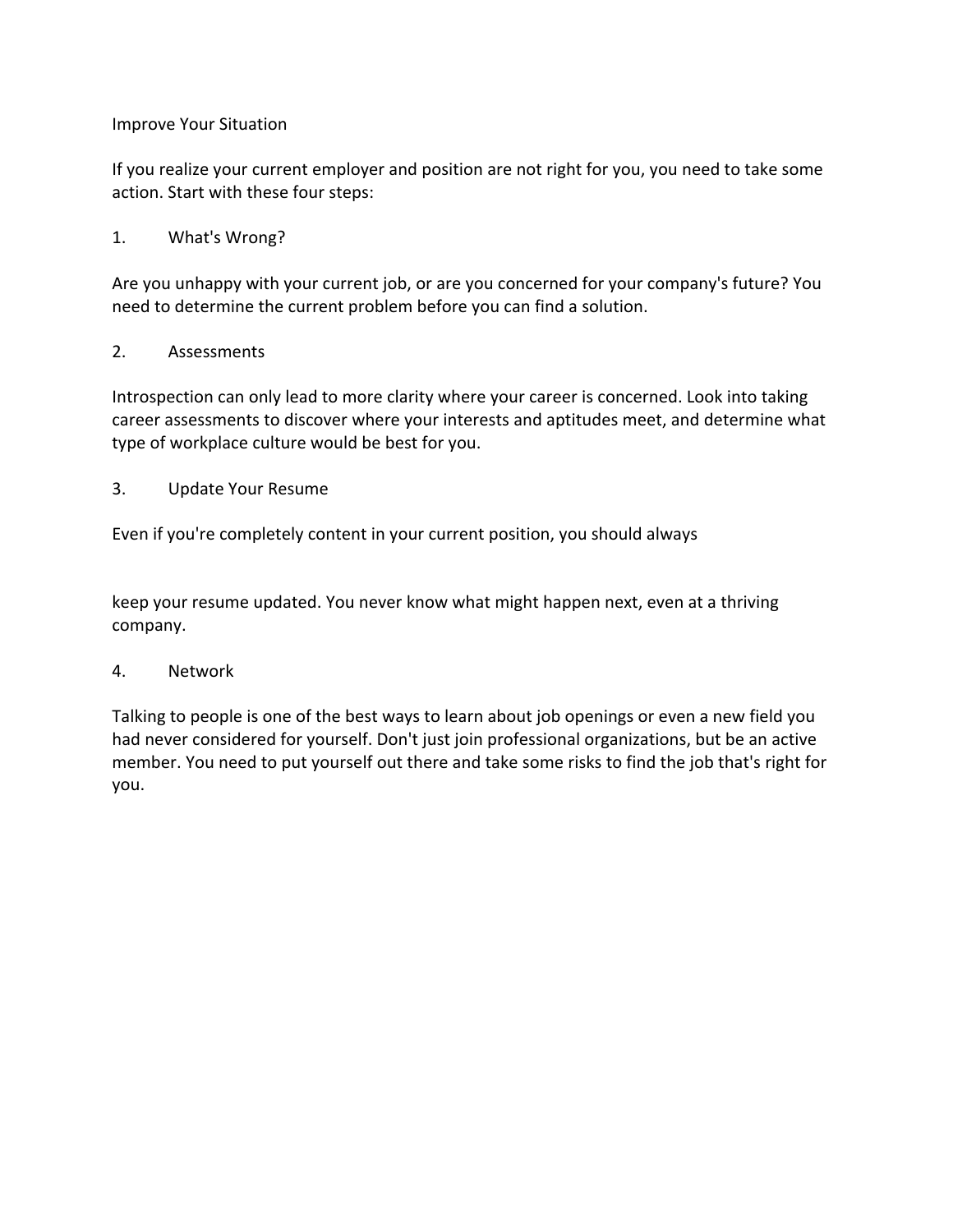## Improve Your Situation

If you realize your current employer and position are not right for you, you need to take some action. Start with these four steps:

1. What's Wrong?

Are you unhappy with your current job, or are you concerned for your company's future? You need to determine the current problem before you can find a solution.

2. Assessments

Introspection can only lead to more clarity where your career is concerned. Look into taking career assessments to discover where your interests and aptitudes meet, and determine what type of workplace culture would be best for you.

3. Update Your Resume

Even if you're completely content in your current position, you should always keep your resume updated. You never know what might happen next, even at a thriving company.

4. Network

Talking to people is one of the best ways to learn about job openings or even a new field you had never considered for yourself. Don't just join professional organizations, but be an active member. You need to put yourself out there and take some risks to find the job that's right for you.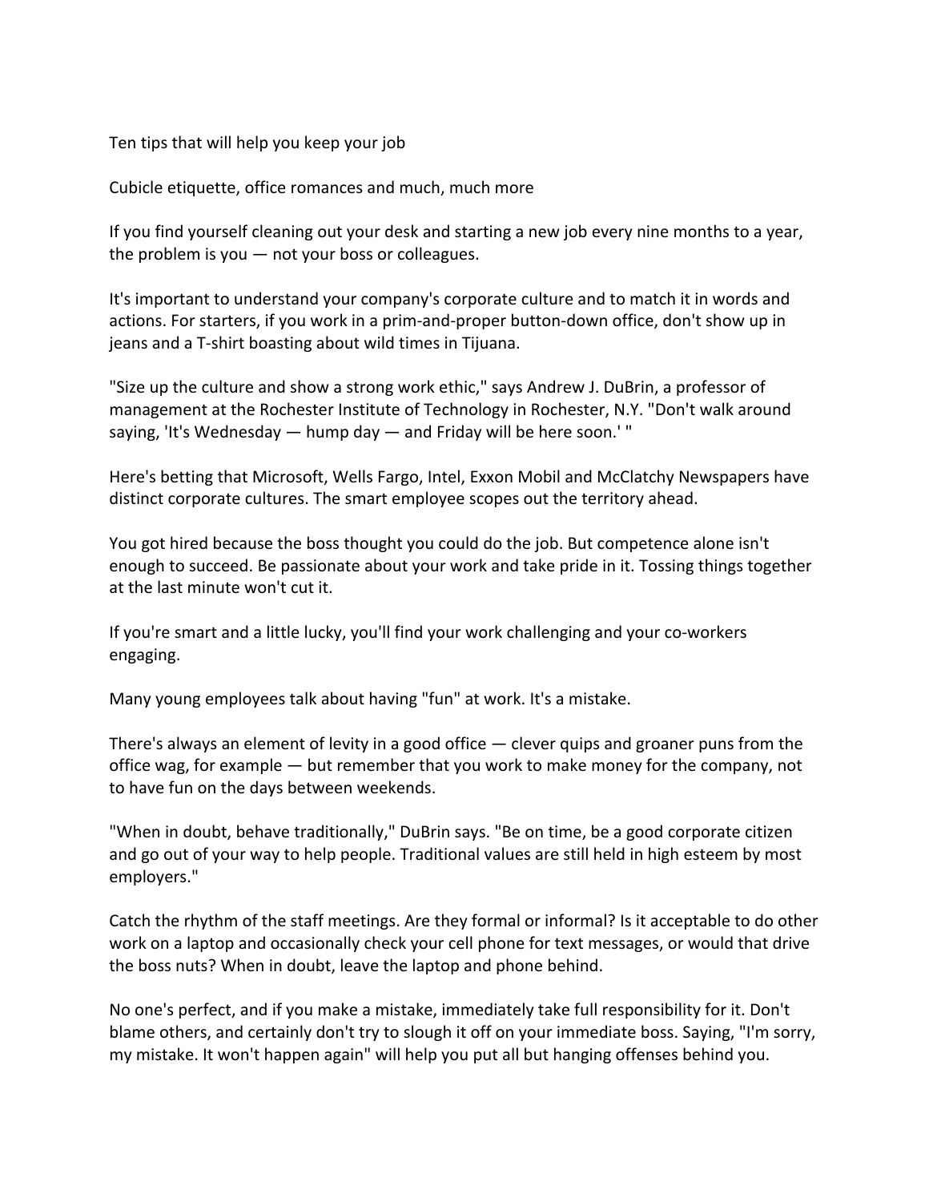Ten tips that will help you keep your job

Cubicle etiquette, office romances and much, much more

If you find yourself cleaning out your desk and starting a new job every nine months to a year, the problem is you — not your boss or colleagues.

It's important to understand your company's corporate culture and to match it in words and actions. For starters, if you work in a prim-and-proper button-down office, don't show up in jeans and a T-shirt boasting about wild times in Tijuana.

"Size up the culture and show a strong work ethic," says Andrew J. DuBrin, a professor of management at the Rochester Institute of Technology in Rochester, N.Y. "Don't walk around saying, 'It's Wednesday — hump day — and Friday will be here soon.' "

Here's betting that Microsoft, Wells Fargo, Intel, Exxon Mobil and McClatchy Newspapers have distinct corporate cultures. The smart employee scopes out the territory ahead.

You got hired because the boss thought you could do the job. But competence alone isn't enough to succeed. Be passionate about your work and take pride in it. Tossing things together at the last minute won't cut it.

If you're smart and a little lucky, you'll find your work challenging and your co-workers engaging.

Many young employees talk about having "fun" at work. It's a mistake.

There's always an element of levity in a good office — clever quips and groaner puns from the office wag, for example — but remember that you work to make money for the company, not to have fun on the days between weekends.

"When in doubt, behave traditionally," DuBrin says. "Be on time, be a good corporate citizen and go out of your way to help people. Traditional values are still held in high esteem by most employers."

Catch the rhythm of the staff meetings. Are they formal or informal? Is it acceptable to do other work on a laptop and occasionally check your cell phone for text messages, or would that drive the boss nuts? When in doubt, leave the laptop and phone behind.

No one's perfect, and if you make a mistake, immediately take full responsibility for it. Don't blame others, and certainly don't try to slough it off on your immediate boss. Saying, "I'm sorry, my mistake. It won't happen again" will help you put all but hanging offenses behind you.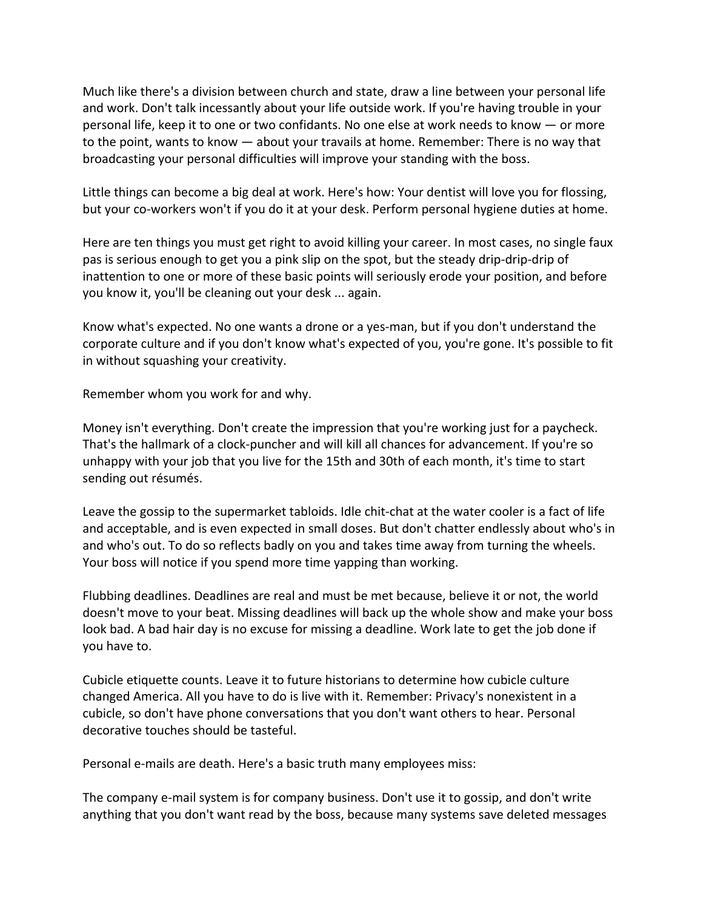Much like there's a division between church and state, draw a line between your personal life and work. Don't talk incessantly about your life outside work. If you're having trouble in your personal life, keep it to one or two confidants. No one else at work needs to know — or more to the point, wants to know — about your travails at home. Remember: There is no way that broadcasting your personal difficulties will improve your standing with the boss.

Little things can become a big deal at work. Here's how: Your dentist will love you for flossing, but your co-workers won't if you do it at your desk. Perform personal hygiene duties at home.

Here are ten things you must get right to avoid killing your career. In most cases, no single faux pas is serious enough to get you a pink slip on the spot, but the steady drip-drip-drip of inattention to one or more of these basic points will seriously erode your position, and before you know it, you'll be cleaning out your desk ... again.

Know what's expected. No one wants a drone or a yes-man, but if you don't understand the corporate culture and if you don't know what's expected of you, you're gone. It's possible to fit in without squashing your creativity.

Remember whom you work for and why.

Money isn't everything. Don't create the impression that you're working just for a paycheck. That's the hallmark of a clock-puncher and will kill all chances for advancement. If you're so unhappy with your job that you live for the 15th and 30th of each month, it's time to start sending out résumés.

Leave the gossip to the supermarket tabloids. Idle chit-chat at the water cooler is a fact of life and acceptable, and is even expected in small doses. But don't chatter endlessly about who's in and who's out. To do so reflects badly on you and takes time away from turning the wheels. Your boss will notice if you spend more time yapping than working.

Flubbing deadlines. Deadlines are real and must be met because, believe it or not, the world doesn't move to your beat. Missing deadlines will back up the whole show and make your boss look bad. A bad hair day is no excuse for missing a deadline. Work late to get the job done if you have to.

Cubicle etiquette counts. Leave it to future historians to determine how cubicle culture changed America. All you have to do is live with it. Remember: Privacy's nonexistent in a cubicle, so don't have phone conversations that you don't want others to hear. Personal decorative touches should be tasteful.

Personal e-mails are death. Here's a basic truth many employees miss:

The company e-mail system is for company business. Don't use it to gossip, and don't write anything that you don't want read by the boss, because many systems save deleted messages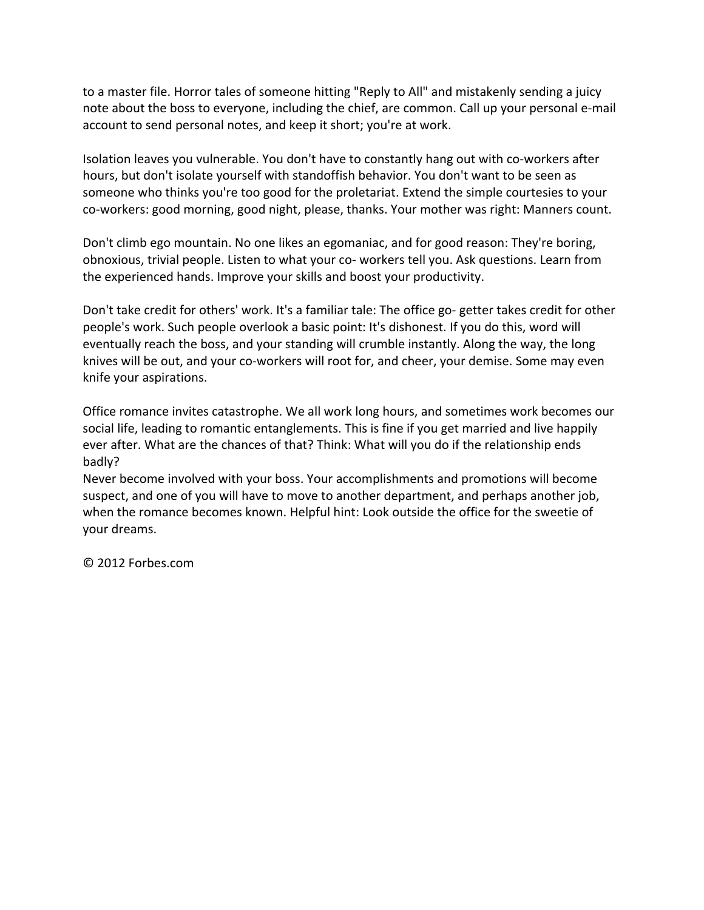to a master file. Horror tales of someone hitting "Reply to All" and mistakenly sending a juicy note about the boss to everyone, including the chief, are common. Call up your personal e-mail account to send personal notes, and keep it short; you're at work.

Isolation leaves you vulnerable. You don't have to constantly hang out with co-workers after hours, but don't isolate yourself with standoffish behavior. You don't want to be seen as someone who thinks you're too good for the proletariat. Extend the simple courtesies to your co-workers: good morning, good night, please, thanks. Your mother was right: Manners count.

Don't climb ego mountain. No one likes an egomaniac, and for good reason: They're boring, obnoxious, trivial people. Listen to what your co- workers tell you. Ask questions. Learn from the experienced hands. Improve your skills and boost your productivity.

Don't take credit for others' work. It's a familiar tale: The office go- getter takes credit for other people's work. Such people overlook a basic point: It's dishonest. If you do this, word will eventually reach the boss, and your standing will crumble instantly. Along the way, the long knives will be out, and your co-workers will root for, and cheer, your demise. Some may even knife your aspirations.

Office romance invites catastrophe. We all work long hours, and sometimes work becomes our social life, leading to romantic entanglements. This is fine if you get married and live happily ever after. What are the chances of that? Think: What will you do if the relationship ends badly?
Never become involved with your boss. Your accomplishments and promotions will become suspect, and one of you will have to move to another department, and perhaps another job, when the romance becomes known. Helpful hint: Look outside the office for the sweetie of your dreams.

© 2012 Forbes.com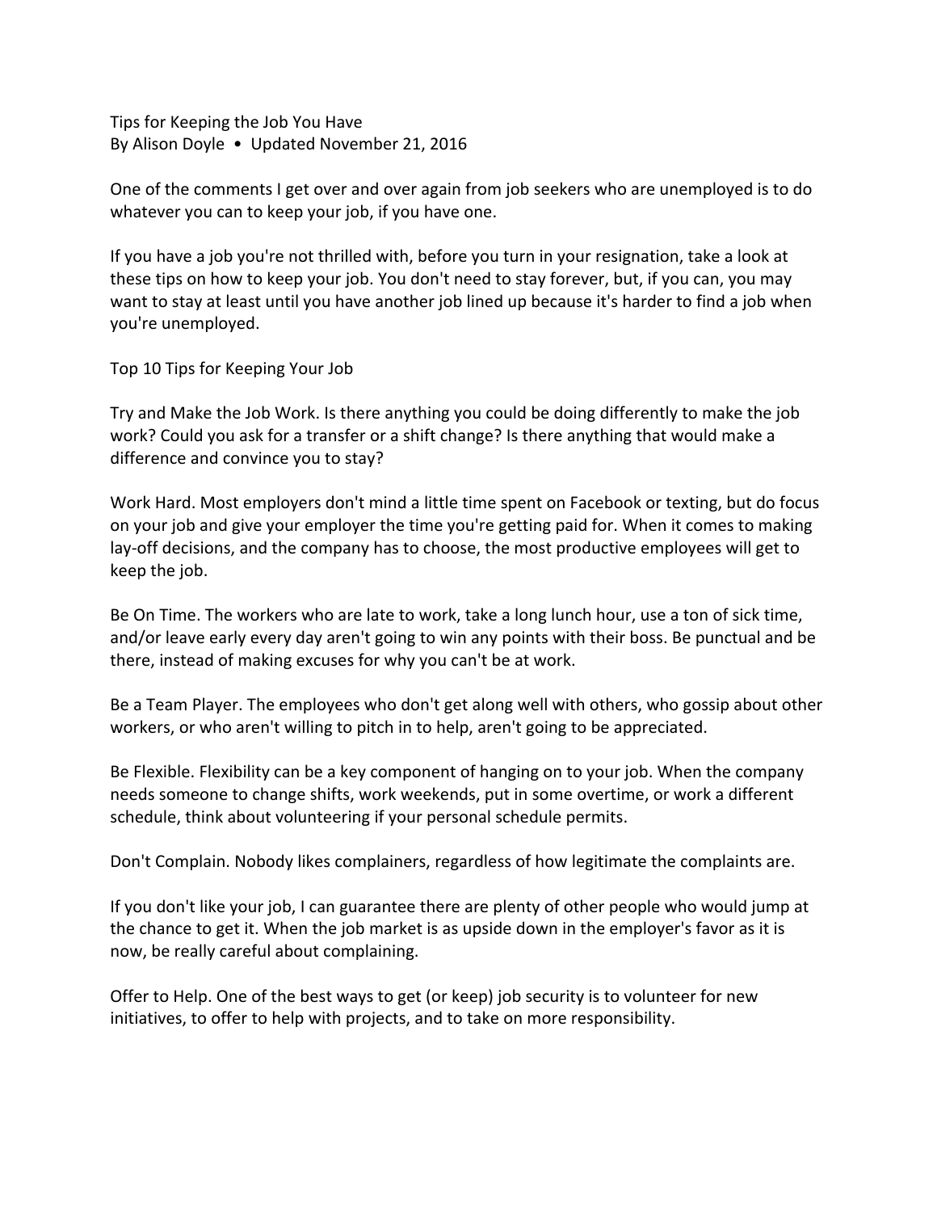# Tips for Keeping the Job You Have

By Alison Doyle • Updated November 21, 2016

One of the comments I get over and over again from job seekers who are unemployed is to do whatever you can to keep your job, if you have one.

If you have a job you're not thrilled with, before you turn in your resignation, take a look at these tips on how to keep your job. You don't need to stay forever, but, if you can, you may want to stay at least until you have another job lined up because it's harder to find a job when you're unemployed.

## Top 10 Tips for Keeping Your Job

Try and Make the Job Work. Is there anything you could be doing differently to make the job work? Could you ask for a transfer or a shift change? Is there anything that would make a difference and convince you to stay?

Work Hard. Most employers don't mind a little time spent on Facebook or texting, but do focus on your job and give your employer the time you're getting paid for. When it comes to making lay-off decisions, and the company has to choose, the most productive employees will get to keep the job.

Be On Time. The workers who are late to work, take a long lunch hour, use a ton of sick time, and/or leave early every day aren't going to win any points with their boss. Be punctual and be there, instead of making excuses for why you can't be at work.

Be a Team Player. The employees who don't get along well with others, who gossip about other workers, or who aren't willing to pitch in to help, aren't going to be appreciated.

Be Flexible. Flexibility can be a key component of hanging on to your job. When the company needs someone to change shifts, work weekends, put in some overtime, or work a different schedule, think about volunteering if your personal schedule permits.

Don't Complain. Nobody likes complainers, regardless of how legitimate the complaints are.

If you don't like your job, I can guarantee there are plenty of other people who would jump at the chance to get it. When the job market is as upside down in the employer's favor as it is now, be really careful about complaining.

Offer to Help. One of the best ways to get (or keep) job security is to volunteer for new initiatives, to offer to help with projects, and to take on more responsibility.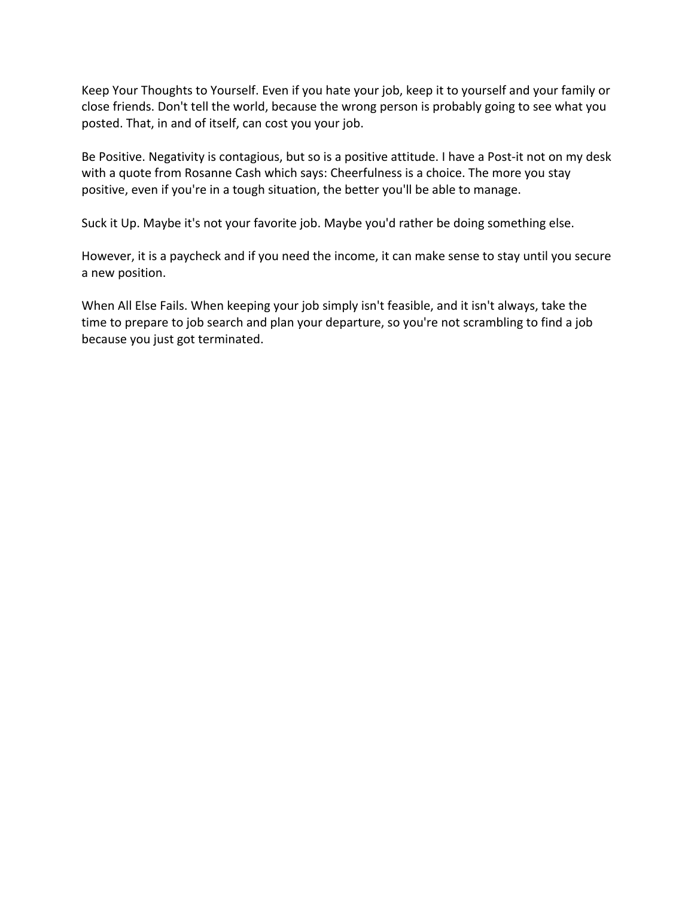Keep Your Thoughts to Yourself. Even if you hate your job, keep it to yourself and your family or close friends. Don't tell the world, because the wrong person is probably going to see what you posted. That, in and of itself, can cost you your job.

Be Positive. Negativity is contagious, but so is a positive attitude. I have a Post-it not on my desk with a quote from Rosanne Cash which says: Cheerfulness is a choice. The more you stay positive, even if you're in a tough situation, the better you'll be able to manage.

Suck it Up. Maybe it's not your favorite job. Maybe you'd rather be doing something else.

However, it is a paycheck and if you need the income, it can make sense to stay until you secure a new position.

When All Else Fails. When keeping your job simply isn't feasible, and it isn't always, take the time to prepare to job search and plan your departure, so you're not scrambling to find a job because you just got terminated.